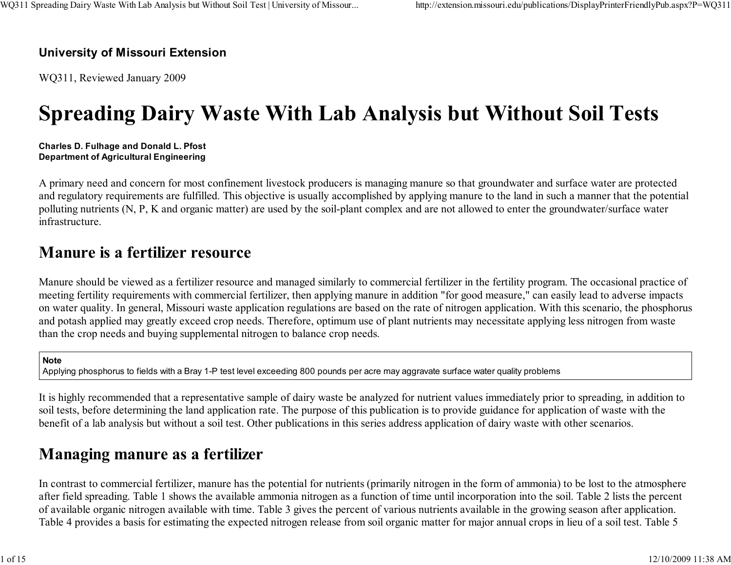**University of Missouri Extension**

WQ311, Reviewed January 2009

# Spreading Dairy Waste With Lab Analysis but Without Soil Tests

**Charles D. Fulhage and Donald L. Pfost**
**Department of Agricultural Engineering**

A primary need and concern for most confinement livestock producers is managing manure so that groundwater and surface water are protected and regulatory requirements are fulfilled. This objective is usually accomplished by applying manure to the land in such a manner that the potential polluting nutrients (N, P, K and organic matter) are used by the soil-plant complex and are not allowed to enter the groundwater/surface water infrastructure.

## Manure is a fertilizer resource

Manure should be viewed as a fertilizer resource and managed similarly to commercial fertilizer in the fertility program. The occasional practice of meeting fertility requirements with commercial fertilizer, then applying manure in addition "for good measure," can easily lead to adverse impacts on water quality. In general, Missouri waste application regulations are based on the rate of nitrogen application. With this scenario, the phosphorus and potash applied may greatly exceed crop needs. Therefore, optimum use of plant nutrients may necessitate applying less nitrogen from waste than the crop needs and buying supplemental nitrogen to balance crop needs.

> **Note**
> Applying phosphorus to fields with a Bray 1-P test level exceeding 800 pounds per acre may aggravate surface water quality problems

It is highly recommended that a representative sample of dairy waste be analyzed for nutrient values immediately prior to spreading, in addition to soil tests, before determining the land application rate. The purpose of this publication is to provide guidance for application of waste with the benefit of a lab analysis but without a soil test. Other publications in this series address application of dairy waste with other scenarios.

## Managing manure as a fertilizer

In contrast to commercial fertilizer, manure has the potential for nutrients (primarily nitrogen in the form of ammonia) to be lost to the atmosphere after field spreading. Table 1 shows the available ammonia nitrogen as a function of time until incorporation into the soil. Table 2 lists the percent of available organic nitrogen available with time. Table 3 gives the percent of various nutrients available in the growing season after application. Table 4 provides a basis for estimating the expected nitrogen release from soil organic matter for major annual crops in lieu of a soil test. Table 5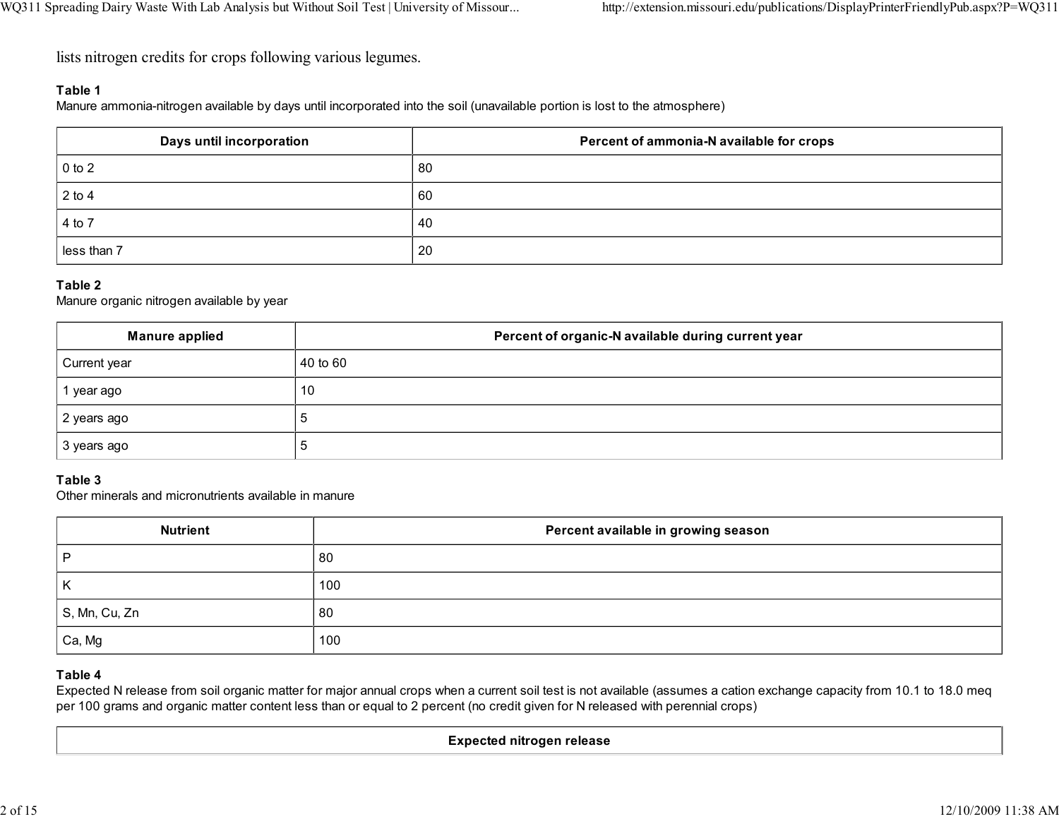lists nitrogen credits for crops following various legumes.

**Table 1**
Manure ammonia-nitrogen available by days until incorporated into the soil (unavailable portion is lost to the atmosphere)

| Days until incorporation | Percent of ammonia-N available for crops |
|---|---|
| 0 to 2 | 80 |
| 2 to 4 | 60 |
| 4 to 7 | 40 |
| less than 7 | 20 |

**Table 2**
Manure organic nitrogen available by year

| Manure applied | Percent of organic-N available during current year |
|---|---|
| Current year | 40 to 60 |
| 1 year ago | 10 |
| 2 years ago | 5 |
| 3 years ago | 5 |

**Table 3**
Other minerals and micronutrients available in manure

| Nutrient | Percent available in growing season |
|---|---|
| P | 80 |
| K | 100 |
| S, Mn, Cu, Zn | 80 |
| Ca, Mg | 100 |

**Table 4**
Expected N release from soil organic matter for major annual crops when a current soil test is not available (assumes a cation exchange capacity from 10.1 to 18.0 meq per 100 grams and organic matter content less than or equal to 2 percent (no credit given for N released with perennial crops)

| Expected nitrogen release |
|---|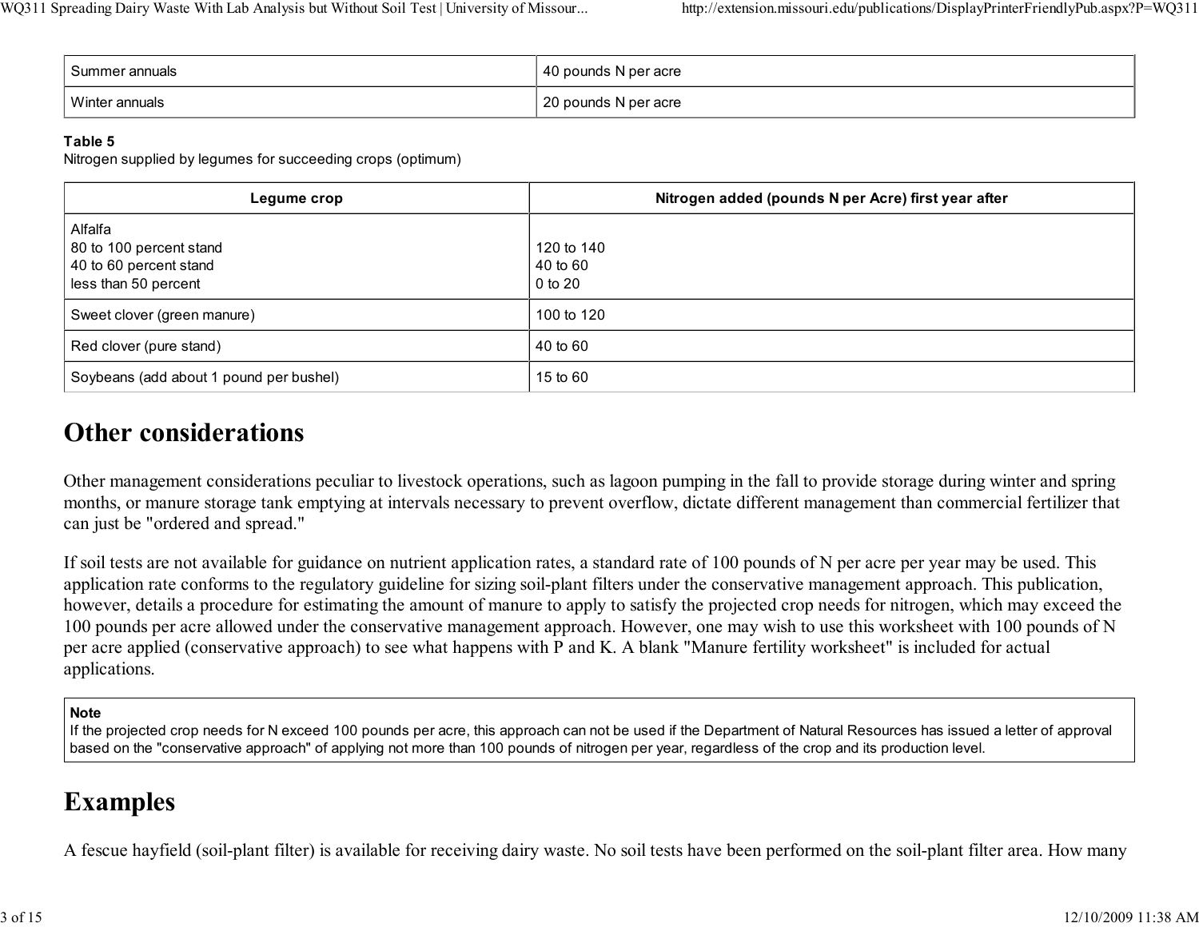| Summer annuals | 40 pounds N per acre |
|---|---|
| Winter annuals | 20 pounds N per acre |

**Table 5**
Nitrogen supplied by legumes for succeeding crops (optimum)

| Legume crop | Nitrogen added (pounds N per Acre) first year after |
|---|---|
| Alfalfa<br>80 to 100 percent stand<br>40 to 60 percent stand<br>less than 50 percent | <br>120 to 140<br>40 to 60<br>0 to 20 |
| Sweet clover (green manure) | 100 to 120 |
| Red clover (pure stand) | 40 to 60 |
| Soybeans (add about 1 pound per bushel) | 15 to 60 |

# Other considerations

Other management considerations peculiar to livestock operations, such as lagoon pumping in the fall to provide storage during winter and spring months, or manure storage tank emptying at intervals necessary to prevent overflow, dictate different management than commercial fertilizer that can just be "ordered and spread."

If soil tests are not available for guidance on nutrient application rates, a standard rate of 100 pounds of N per acre per year may be used. This application rate conforms to the regulatory guideline for sizing soil-plant filters under the conservative management approach. This publication, however, details a procedure for estimating the amount of manure to apply to satisfy the projected crop needs for nitrogen, which may exceed the 100 pounds per acre allowed under the conservative management approach. However, one may wish to use this worksheet with 100 pounds of N per acre applied (conservative approach) to see what happens with P and K. A blank "Manure fertility worksheet" is included for actual applications.

> **Note**
> If the projected crop needs for N exceed 100 pounds per acre, this approach can not be used if the Department of Natural Resources has issued a letter of approval based on the "conservative approach" of applying not more than 100 pounds of nitrogen per year, regardless of the crop and its production level.

# Examples

A fescue hayfield (soil-plant filter) is available for receiving dairy waste. No soil tests have been performed on the soil-plant filter area. How many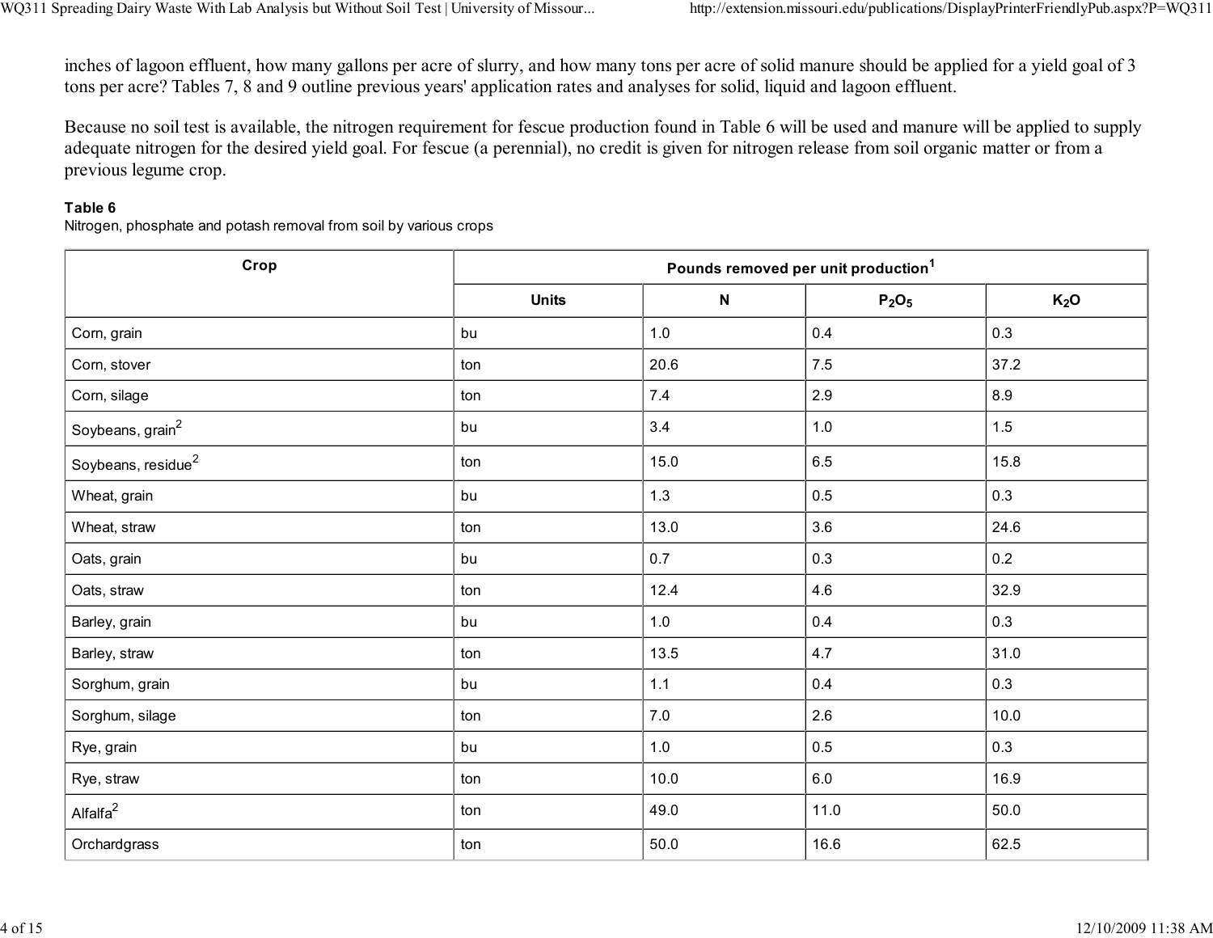inches of lagoon effluent, how many gallons per acre of slurry, and how many tons per acre of solid manure should be applied for a yield goal of 3 tons per acre? Tables 7, 8 and 9 outline previous years' application rates and analyses for solid, liquid and lagoon effluent.

Because no soil test is available, the nitrogen requirement for fescue production found in Table 6 will be used and manure will be applied to supply adequate nitrogen for the desired yield goal. For fescue (a perennial), no credit is given for nitrogen release from soil organic matter or from a previous legume crop.

**Table 6**
Nitrogen, phosphate and potash removal from soil by various crops

| Crop | Pounds removed per unit production[1] | | | |
|---|---|---|---|---|
| | Units | N | $P_2O_5$ | $K_2O$ |
| Corn, grain | bu | 1.0 | 0.4 | 0.3 |
| Corn, stover | ton | 20.6 | 7.5 | 37.2 |
| Corn, silage | ton | 7.4 | 2.9 | 8.9 |
| Soybeans, grain[2] | bu | 3.4 | 1.0 | 1.5 |
| Soybeans, residue[2] | ton | 15.0 | 6.5 | 15.8 |
| Wheat, grain | bu | 1.3 | 0.5 | 0.3 |
| Wheat, straw | ton | 13.0 | 3.6 | 24.6 |
| Oats, grain | bu | 0.7 | 0.3 | 0.2 |
| Oats, straw | ton | 12.4 | 4.6 | 32.9 |
| Barley, grain | bu | 1.0 | 0.4 | 0.3 |
| Barley, straw | ton | 13.5 | 4.7 | 31.0 |
| Sorghum, grain | bu | 1.1 | 0.4 | 0.3 |
| Sorghum, silage | ton | 7.0 | 2.6 | 10.0 |
| Rye, grain | bu | 1.0 | 0.5 | 0.3 |
| Rye, straw | ton | 10.0 | 6.0 | 16.9 |
| Alfalfa[2] | ton | 49.0 | 11.0 | 50.0 |
| Orchardgrass | ton | 50.0 | 16.6 | 62.5 |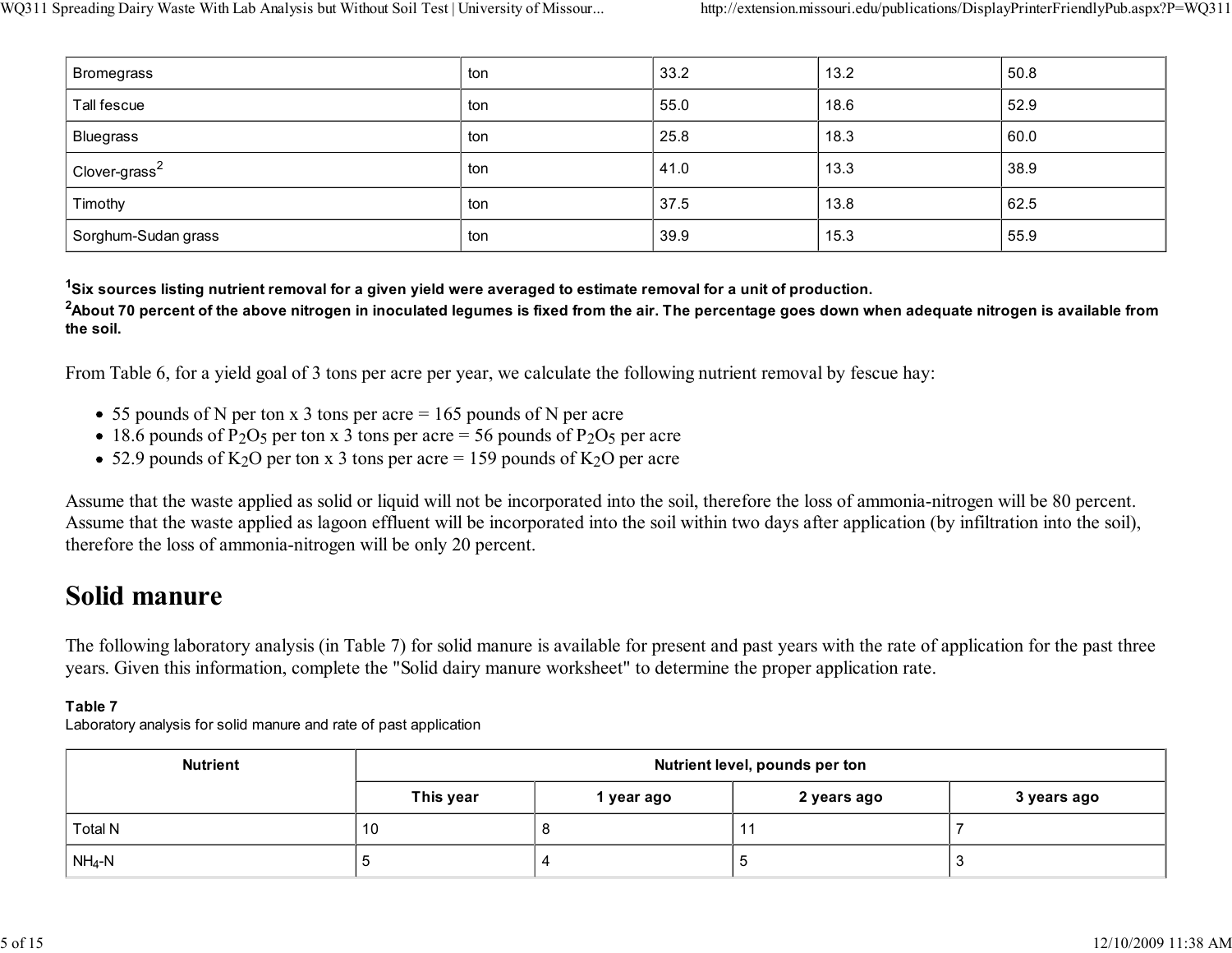| Bromegrass | ton | 33.2 | 13.2 | 50.8 |
|---|---|---|---|---|
| Tall fescue | ton | 55.0 | 18.6 | 52.9 |
| Bluegrass | ton | 25.8 | 18.3 | 60.0 |
| Clover-grass[2] | ton | 41.0 | 13.3 | 38.9 |
| Timothy | ton | 37.5 | 13.8 | 62.5 |
| Sorghum-Sudan grass | ton | 39.9 | 15.3 | 55.9 |

**[1]Six sources listing nutrient removal for a given yield were averaged to estimate removal for a unit of production.**

**[2]About 70 percent of the above nitrogen in inoculated legumes is fixed from the air. The percentage goes down when adequate nitrogen is available from the soil.**

From Table 6, for a yield goal of 3 tons per acre per year, we calculate the following nutrient removal by fescue hay:

- 55 pounds of N per ton x 3 tons per acre = 165 pounds of N per acre
- 18.6 pounds of $P_2O_5$ per ton x 3 tons per acre = 56 pounds of $P_2O_5$ per acre
- 52.9 pounds of $K_2O$ per ton x 3 tons per acre = 159 pounds of $K_2O$ per acre

Assume that the waste applied as solid or liquid will not be incorporated into the soil, therefore the loss of ammonia-nitrogen will be 80 percent. Assume that the waste applied as lagoon effluent will be incorporated into the soil within two days after application (by infiltration into the soil), therefore the loss of ammonia-nitrogen will be only 20 percent.

# Solid manure

The following laboratory analysis (in Table 7) for solid manure is available for present and past years with the rate of application for the past three years. Given this information, complete the "Solid dairy manure worksheet" to determine the proper application rate.

**Table 7**
Laboratory analysis for solid manure and rate of past application

| Nutrient | Nutrient level, pounds per ton | | | |
|---|---|---|---|---|
| | This year | 1 year ago | 2 years ago | 3 years ago |
| Total N | 10 | 8 | 11 | 7 |
| $NH_4$-N | 5 | 4 | 5 | 3 |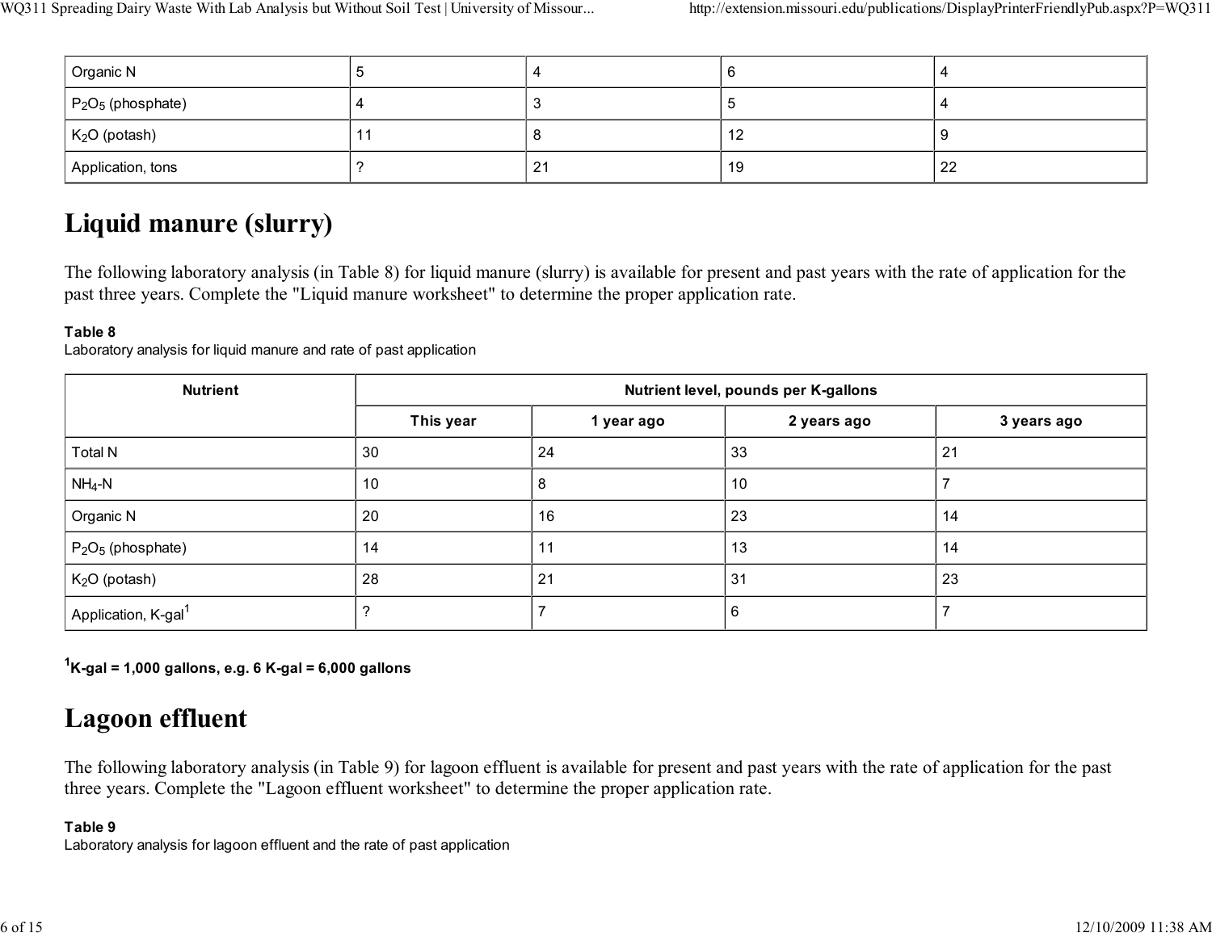| Organic N | 5 | 4 | 6 | 4 |
|---|---|---|---|---|
| $P_2O_5$ (phosphate) | 4 | 3 | 5 | 4 |
| $K_2O$ (potash) | 11 | 8 | 12 | 9 |
| Application, tons | ? | 21 | 19 | 22 |

# Liquid manure (slurry)

The following laboratory analysis (in Table 8) for liquid manure (slurry) is available for present and past years with the rate of application for the past three years. Complete the "Liquid manure worksheet" to determine the proper application rate.

**Table 8**
Laboratory analysis for liquid manure and rate of past application

| Nutrient | Nutrient level, pounds per K-gallons | | | |
|---|---|---|---|---|
| | This year | 1 year ago | 2 years ago | 3 years ago |
| Total N | 30 | 24 | 33 | 21 |
| $NH_4$-N | 10 | 8 | 10 | 7 |
| Organic N | 20 | 16 | 23 | 14 |
| $P_2O_5$ (phosphate) | 14 | 11 | 13 | 14 |
| $K_2O$ (potash) | 28 | 21 | 31 | 23 |
| Application, K-gal[1] | ? | 7 | 6 | 7 |

**[1] K-gal = 1,000 gallons, e.g. 6 K-gal = 6,000 gallons**

# Lagoon effluent

The following laboratory analysis (in Table 9) for lagoon effluent is available for present and past years with the rate of application for the past three years. Complete the "Lagoon effluent worksheet" to determine the proper application rate.

**Table 9**
Laboratory analysis for lagoon effluent and the rate of past application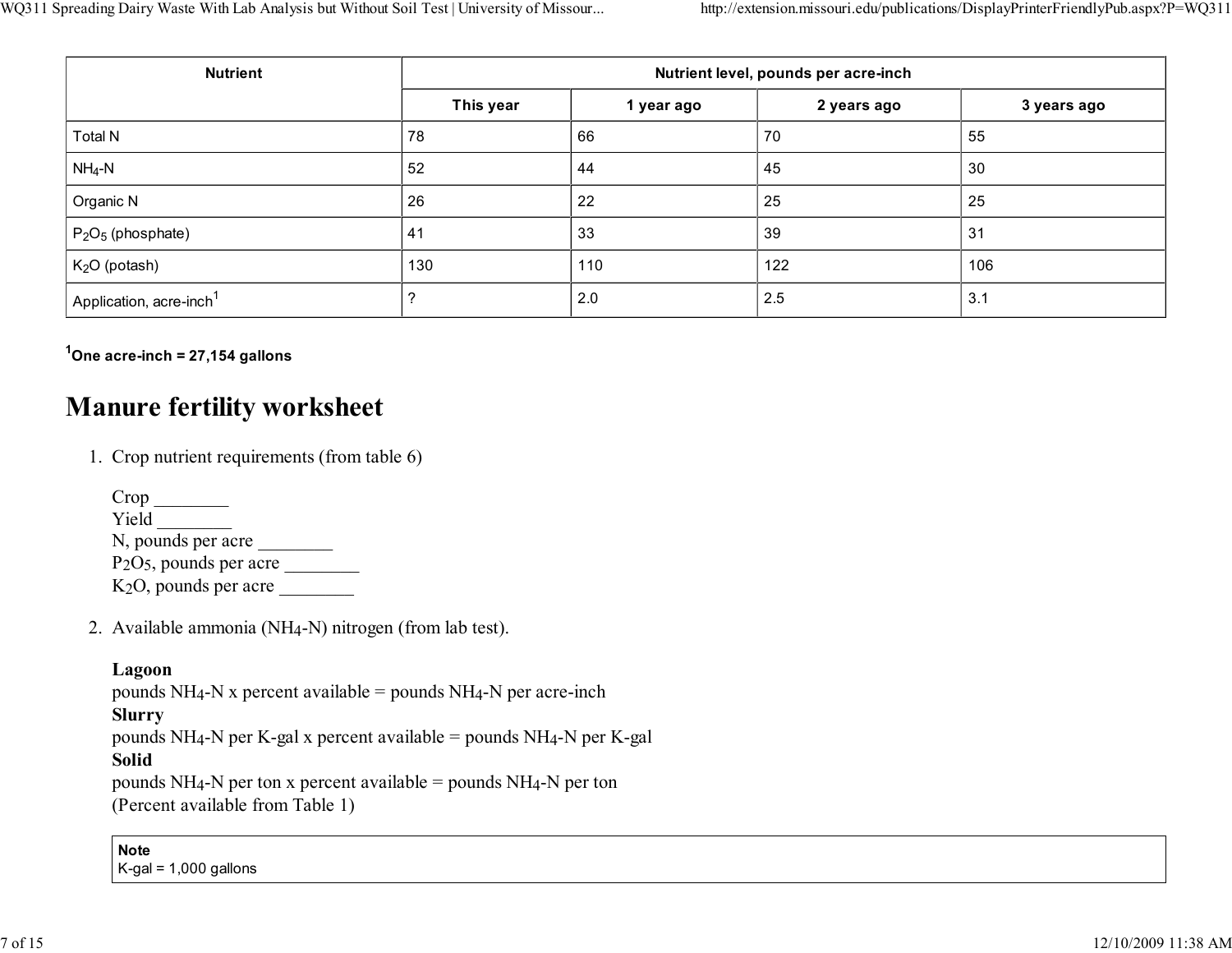| Nutrient | Nutrient level, pounds per acre-inch | | | |
|---|---|---|---|---|
| | This year | 1 year ago | 2 years ago | 3 years ago |
| Total N | 78 | 66 | 70 | 55 |
| $NH_4$-N | 52 | 44 | 45 | 30 |
| Organic N | 26 | 22 | 25 | 25 |
| $P_2O_5$ (phosphate) | 41 | 33 | 39 | 31 |
| $K_2O$ (potash) | 130 | 110 | 122 | 106 |
| Application, acre-inch[1] | ? | 2.0 | 2.5 | 3.1 |

**[1] One acre-inch = 27,154 gallons**

# Manure fertility worksheet

1. Crop nutrient requirements (from table 6)

   Crop ________
   Yield ________
   N, pounds per acre ________
   $P_2O_5$, pounds per acre ________
   $K_2O$, pounds per acre ________

2. Available ammonia ($NH_4$-N) nitrogen (from lab test).

   **Lagoon**
   pounds $NH_4$-N x percent available = pounds $NH_4$-N per acre-inch
   **Slurry**
   pounds $NH_4$-N per K-gal x percent available = pounds $NH_4$-N per K-gal
   **Solid**
   pounds $NH_4$-N per ton x percent available = pounds $NH_4$-N per ton
   (Percent available from Table 1)

   **Note**
   K-gal = 1,000 gallons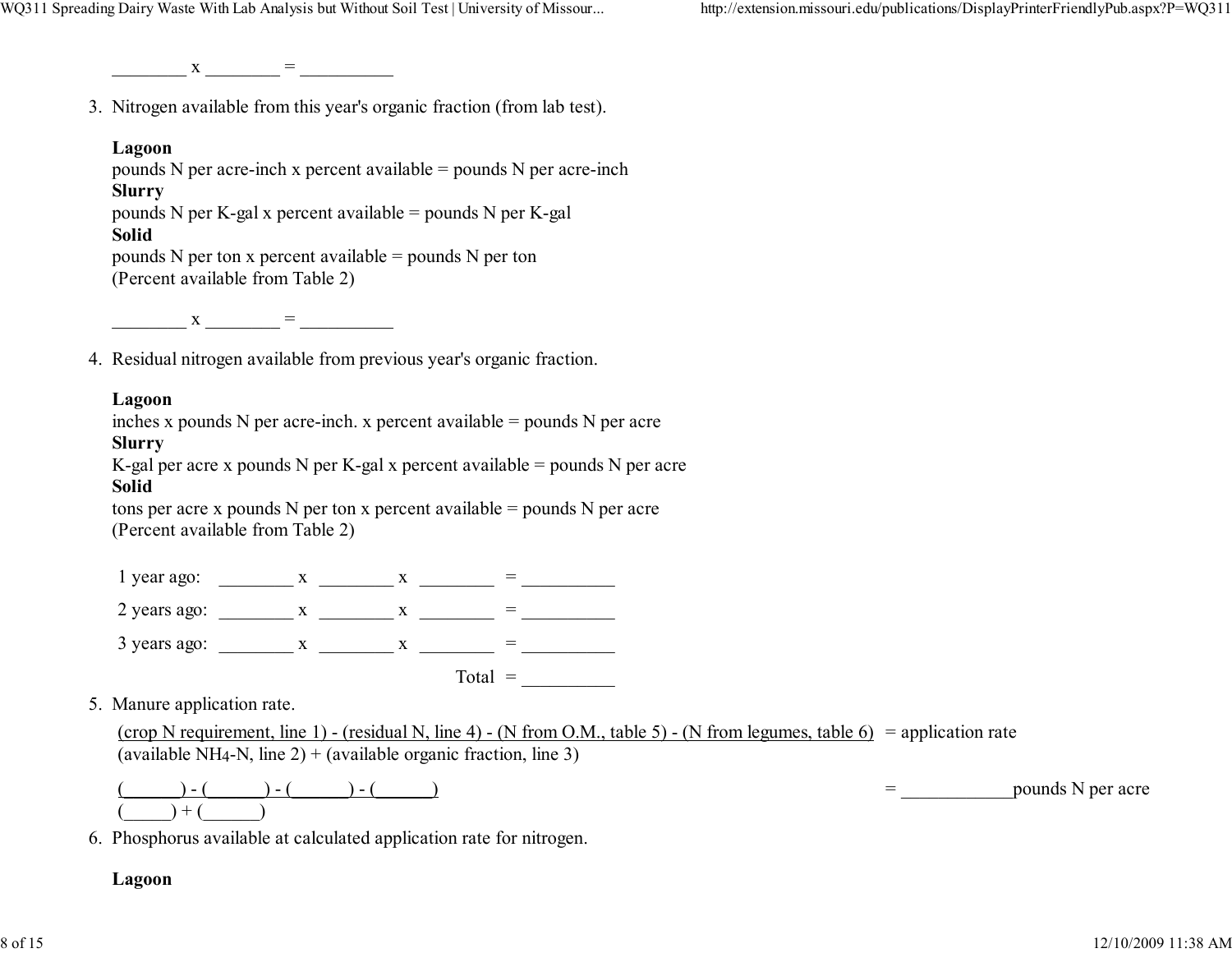________ x ________ = __________

3. Nitrogen available from this year's organic fraction (from lab test).

   **Lagoon**
   pounds N per acre-inch x percent available = pounds N per acre-inch
   **Slurry**
   pounds N per K-gal x percent available = pounds N per K-gal
   **Solid**
   pounds N per ton x percent available = pounds N per ton
   (Percent available from Table 2)

   ________ x ________ = __________

4. Residual nitrogen available from previous year's organic fraction.

   **Lagoon**
   inches x pounds N per acre-inch. x percent available = pounds N per acre
   **Slurry**
   K-gal per acre x pounds N per K-gal x percent available = pounds N per acre
   **Solid**
   tons per acre x pounds N per ton x percent available = pounds N per acre
   (Percent available from Table 2)

   1 year ago: ________ x ________ x ________ = __________

   2 years ago: ________ x ________ x ________ = __________

   3 years ago: ________ x ________ x ________ = __________

   Total = __________

5. Manure application rate.

   (crop N requirement, line 1) - (residual N, line 4) - (N from O.M., table 5) - (N from legumes, table 6)
   (available $NH_4$-N, line 2) + (available organic fraction, line 3)
   = application rate

   (______) - (______) - (______) - (______)
   (_____) + (______)
   = ____________pounds N per acre

6. Phosphorus available at calculated application rate for nitrogen.

   **Lagoon**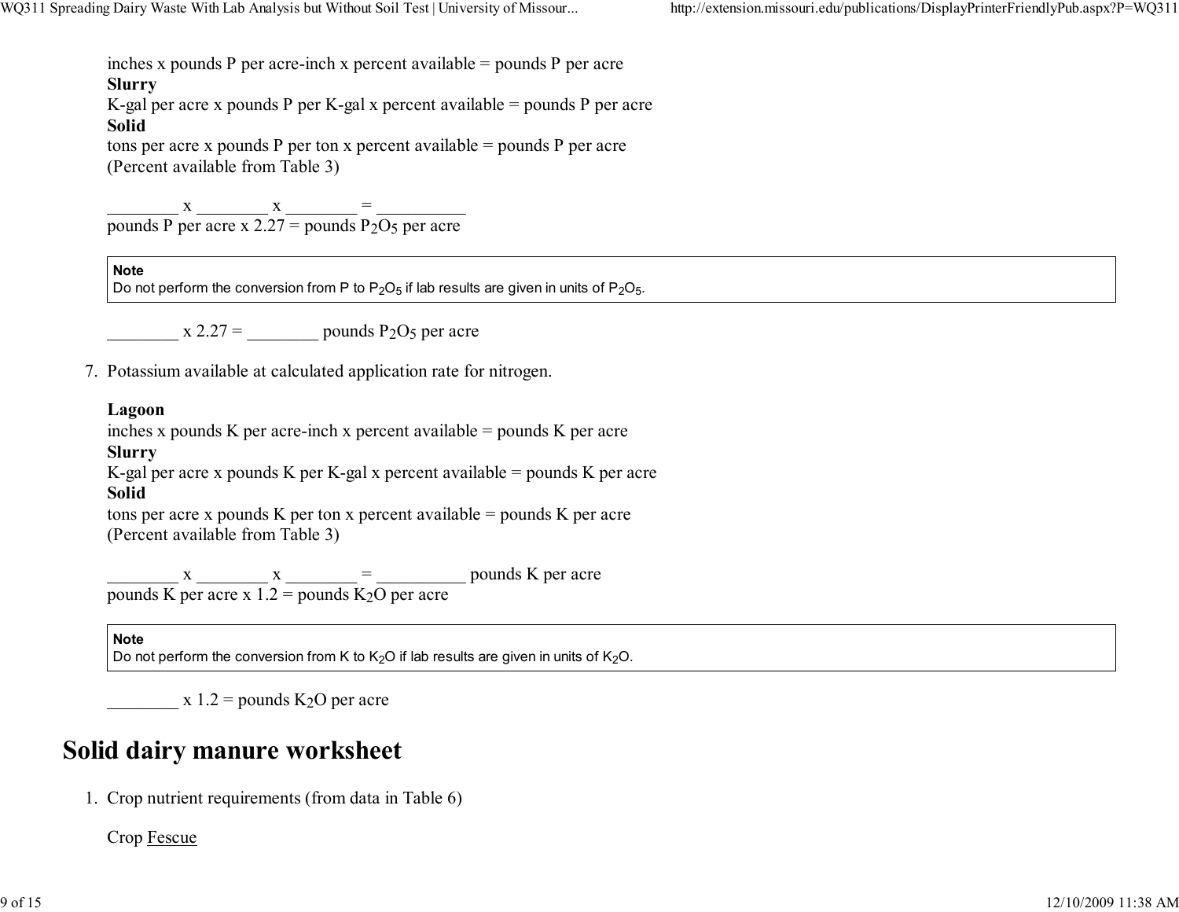inches x pounds P per acre-inch x percent available = pounds P per acre

**Slurry**

K-gal per acre x pounds P per K-gal x percent available = pounds P per acre

**Solid**

tons per acre x pounds P per ton x percent available = pounds P per acre

(Percent available from Table 3)

________ x ________ x ________ = __________

pounds P per acre x 2.27 = pounds $P_2O_5$ per acre

> **Note**
> Do not perform the conversion from P to $P_2O_5$ if lab results are given in units of $P_2O_5$.

________ x 2.27 = ________ pounds $P_2O_5$ per acre

7. Potassium available at calculated application rate for nitrogen.

**Lagoon**

inches x pounds K per acre-inch x percent available = pounds K per acre

**Slurry**

K-gal per acre x pounds K per K-gal x percent available = pounds K per acre

**Solid**

tons per acre x pounds K per ton x percent available = pounds K per acre

(Percent available from Table 3)

________ x ________ x ________ = __________ pounds K per acre

pounds K per acre x 1.2 = pounds $K_2O$ per acre

> **Note**
> Do not perform the conversion from K to $K_2O$ if lab results are given in units of $K_2O$.

________ x 1.2 = pounds $K_2O$ per acre

## Solid dairy manure worksheet

1. Crop nutrient requirements (from data in Table 6)

Crop Fescue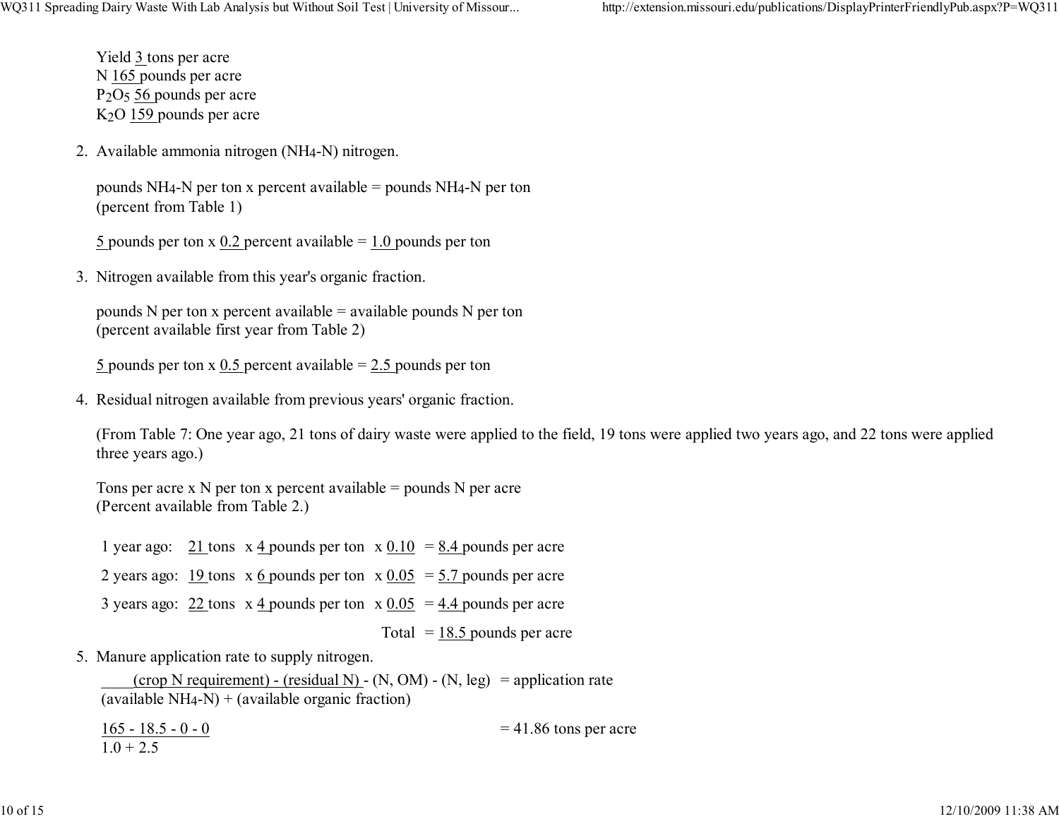Yield 3 tons per acre
N 165 pounds per acre
$P_2O_5$ 56 pounds per acre
$K_2O$ 159 pounds per acre

2. Available ammonia nitrogen ($NH_4$-N) nitrogen.

   pounds $NH_4$-N per ton x percent available = pounds $NH_4$-N per ton
   (percent from Table 1)

   5 pounds per ton x 0.2 percent available = 1.0 pounds per ton

3. Nitrogen available from this year's organic fraction.

   pounds N per ton x percent available = available pounds N per ton
   (percent available first year from Table 2)

   5 pounds per ton x 0.5 percent available = 2.5 pounds per ton

4. Residual nitrogen available from previous years' organic fraction.

   (From Table 7: One year ago, 21 tons of dairy waste were applied to the field, 19 tons were applied two years ago, and 22 tons were applied three years ago.)

   Tons per acre x N per ton x percent available = pounds N per acre
   (Percent available from Table 2.)

   | | | | | |
   |---|---|---|---|---|
   | 1 year ago: | 21 tons | x 4 pounds per ton | x 0.10 | = 8.4 pounds per acre |
   | 2 years ago: | 19 tons | x 6 pounds per ton | x 0.05 | = 5.7 pounds per acre |
   | 3 years ago: | 22 tons | x 4 pounds per ton | x 0.05 | = 4.4 pounds per acre |
   | | | | Total | = 18.5 pounds per acre |

5. Manure application rate to supply nitrogen.

   $$\frac{\text{(crop N requirement)} - \text{(residual N)} - \text{(N, OM)} - \text{(N, leg)}}{\text{(available NH}_4\text{-N)} + \text{(available organic fraction)}} = \text{application rate}$$

   $$\frac{165 - 18.5 - 0 - 0}{1.0 + 2.5} = 41.86 \text{ tons per acre}$$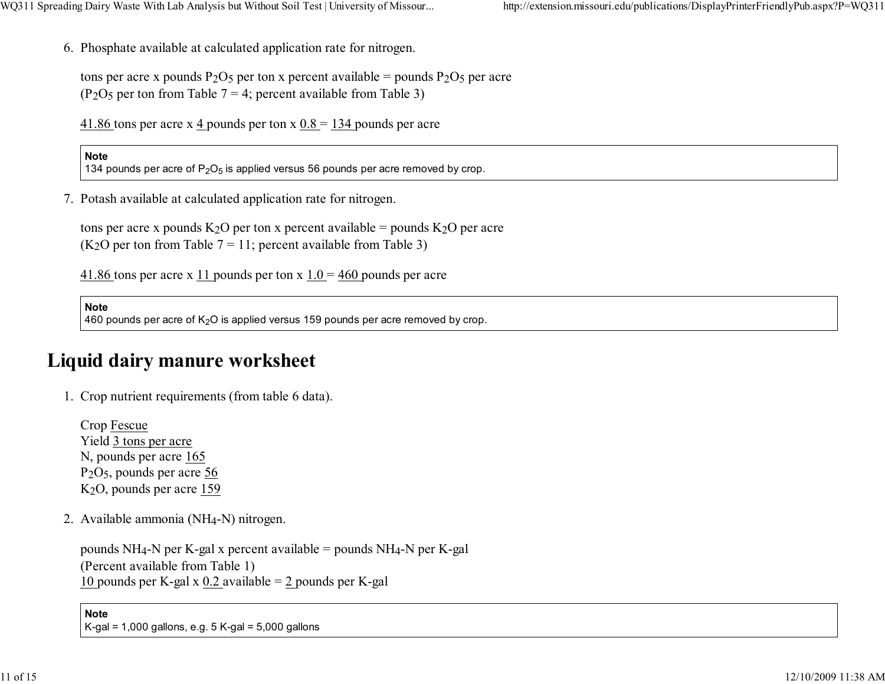6. Phosphate available at calculated application rate for nitrogen.

   tons per acre x pounds $P_2O_5$ per ton x percent available = pounds $P_2O_5$ per acre
   ($P_2O_5$ per ton from Table 7 = 4; percent available from Table 3)

   41.86 tons per acre x 4 pounds per ton x 0.8 = 134 pounds per acre

   > **Note**
   > 134 pounds per acre of $P_2O_5$ is applied versus 56 pounds per acre removed by crop.

7. Potash available at calculated application rate for nitrogen.

   tons per acre x pounds $K_2O$ per ton x percent available = pounds $K_2O$ per acre
   ($K_2O$ per ton from Table 7 = 11; percent available from Table 3)

   41.86 tons per acre x 11 pounds per ton x 1.0 = 460 pounds per acre

   > **Note**
   > 460 pounds per acre of $K_2O$ is applied versus 159 pounds per acre removed by crop.

# Liquid dairy manure worksheet

1. Crop nutrient requirements (from table 6 data).

   Crop Fescue
   Yield 3 tons per acre
   N, pounds per acre 165
   $P_2O_5$, pounds per acre 56
   $K_2O$, pounds per acre 159

2. Available ammonia ($NH_4$-N) nitrogen.

   pounds $NH_4$-N per K-gal x percent available = pounds $NH_4$-N per K-gal
   (Percent available from Table 1)
   10 pounds per K-gal x 0.2 available = 2 pounds per K-gal

   > **Note**
   > K-gal = 1,000 gallons, e.g. 5 K-gal = 5,000 gallons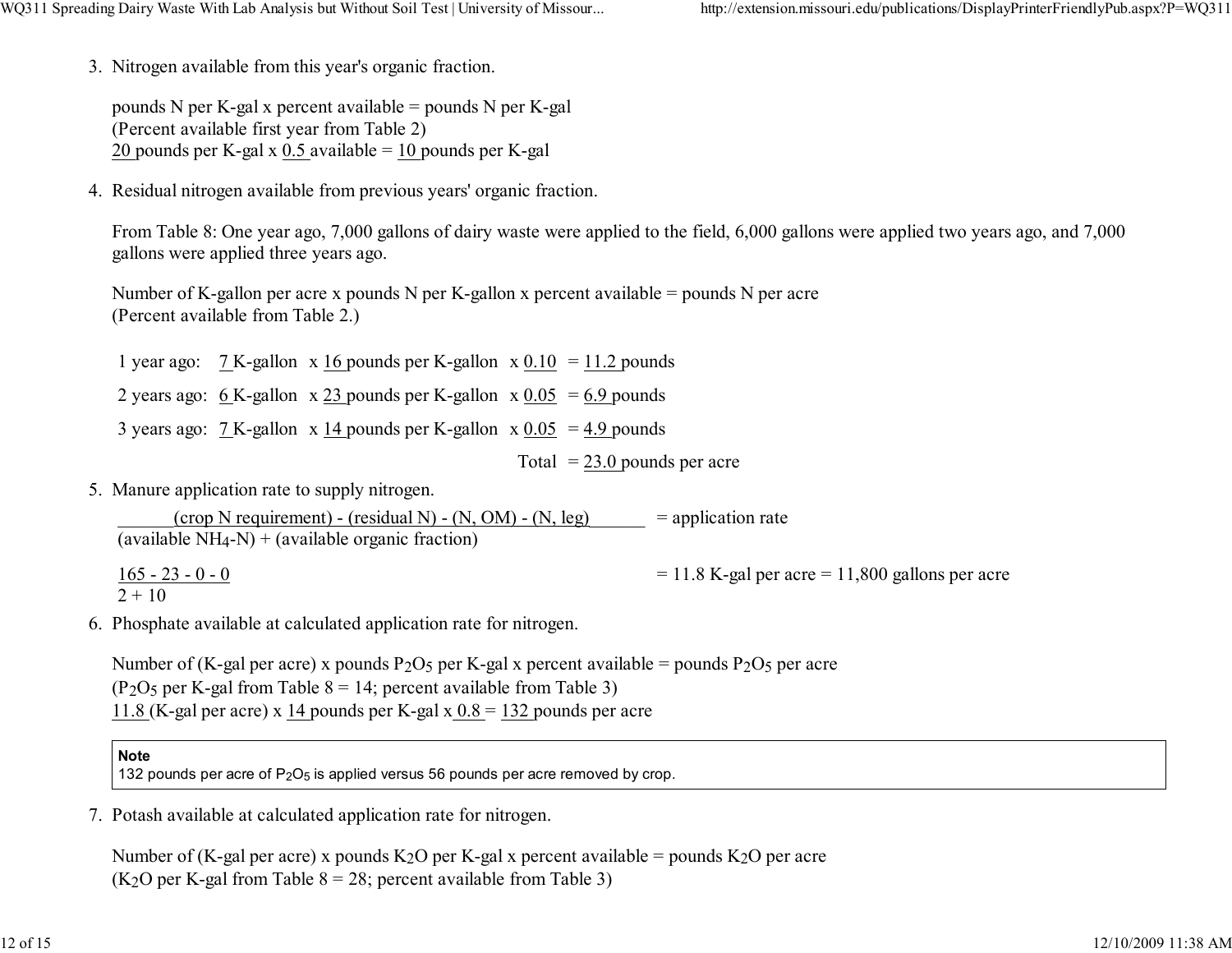3. Nitrogen available from this year's organic fraction.

   pounds N per K-gal x percent available = pounds N per K-gal
   (Percent available first year from Table 2)
   20 pounds per K-gal x 0.5 available = 10 pounds per K-gal

4. Residual nitrogen available from previous years' organic fraction.

   From Table 8: One year ago, 7,000 gallons of dairy waste were applied to the field, 6,000 gallons were applied two years ago, and 7,000 gallons were applied three years ago.

   Number of K-gallon per acre x pounds N per K-gallon x percent available = pounds N per acre
   (Percent available from Table 2.)

   | | | | | |
   |---|---|---|---|---|
   | 1 year ago: | 7 K-gallon | x 16 pounds per K-gallon | x 0.10 | = 11.2 pounds |
   | 2 years ago: | 6 K-gallon | x 23 pounds per K-gallon | x 0.05 | = 6.9 pounds |
   | 3 years ago: | 7 K-gallon | x 14 pounds per K-gallon | x 0.05 | = 4.9 pounds |
   | | | | Total | = 23.0 pounds per acre |

5. Manure application rate to supply nitrogen.

   $$\frac{\text{(crop N requirement)} - \text{(residual N)} - \text{(N, OM)} - \text{(N, leg)}}{\text{(available } NH_4\text{-N)} + \text{(available organic fraction)}} = \text{application rate}$$

   $$\frac{165 - 23 - 0 - 0}{2 + 10} = 11.8 \text{ K-gal per acre} = 11{,}800 \text{ gallons per acre}$$

6. Phosphate available at calculated application rate for nitrogen.

   Number of (K-gal per acre) x pounds $P_2O_5$ per K-gal x percent available = pounds $P_2O_5$ per acre
   ($P_2O_5$ per K-gal from Table 8 = 14; percent available from Table 3)
   11.8 (K-gal per acre) x 14 pounds per K-gal x 0.8 = 132 pounds per acre

   > **Note**
   > 132 pounds per acre of $P_2O_5$ is applied versus 56 pounds per acre removed by crop.

7. Potash available at calculated application rate for nitrogen.

   Number of (K-gal per acre) x pounds $K_2O$ per K-gal x percent available = pounds $K_2O$ per acre
   ($K_2O$ per K-gal from Table 8 = 28; percent available from Table 3)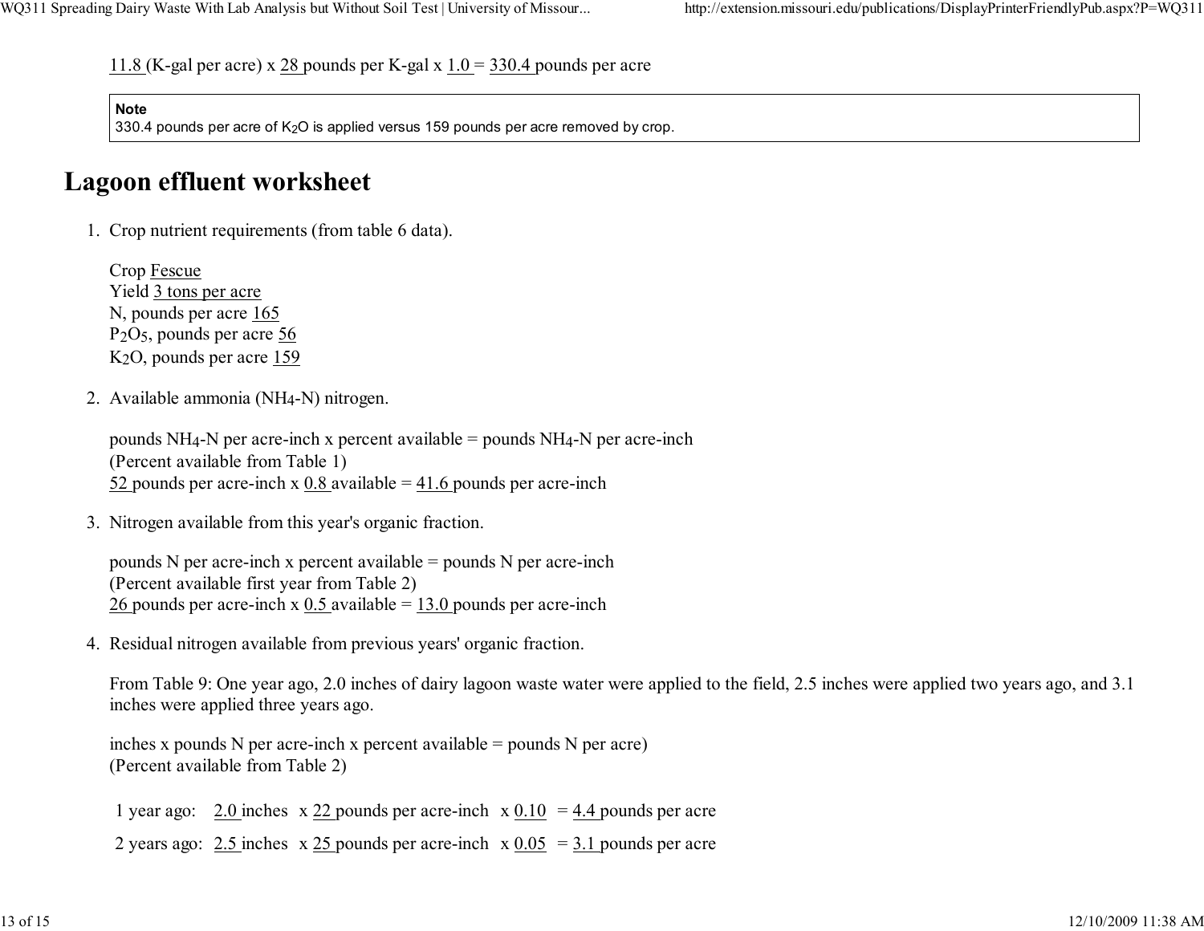11.8 (K-gal per acre) x 28 pounds per K-gal x 1.0 = 330.4 pounds per acre

> **Note**
> 330.4 pounds per acre of $K_2O$ is applied versus 159 pounds per acre removed by crop.

## Lagoon effluent worksheet

1. Crop nutrient requirements (from table 6 data).

   Crop Fescue
   Yield 3 tons per acre
   N, pounds per acre 165
   $P_2O_5$, pounds per acre 56
   $K_2O$, pounds per acre 159

2. Available ammonia ($NH_4$-N) nitrogen.

   pounds $NH_4$-N per acre-inch x percent available = pounds $NH_4$-N per acre-inch
   (Percent available from Table 1)
   52 pounds per acre-inch x 0.8 available = 41.6 pounds per acre-inch

3. Nitrogen available from this year's organic fraction.

   pounds N per acre-inch x percent available = pounds N per acre-inch
   (Percent available first year from Table 2)
   26 pounds per acre-inch x 0.5 available = 13.0 pounds per acre-inch

4. Residual nitrogen available from previous years' organic fraction.

   From Table 9: One year ago, 2.0 inches of dairy lagoon waste water were applied to the field, 2.5 inches were applied two years ago, and 3.1 inches were applied three years ago.

   inches x pounds N per acre-inch x percent available = pounds N per acre)
   (Percent available from Table 2)

   | | | | | |
   |---|---|---|---|---|
   | 1 year ago: | 2.0 inches | x 22 pounds per acre-inch | x 0.10 | = 4.4 pounds per acre |
   | 2 years ago: | 2.5 inches | x 25 pounds per acre-inch | x 0.05 | = 3.1 pounds per acre |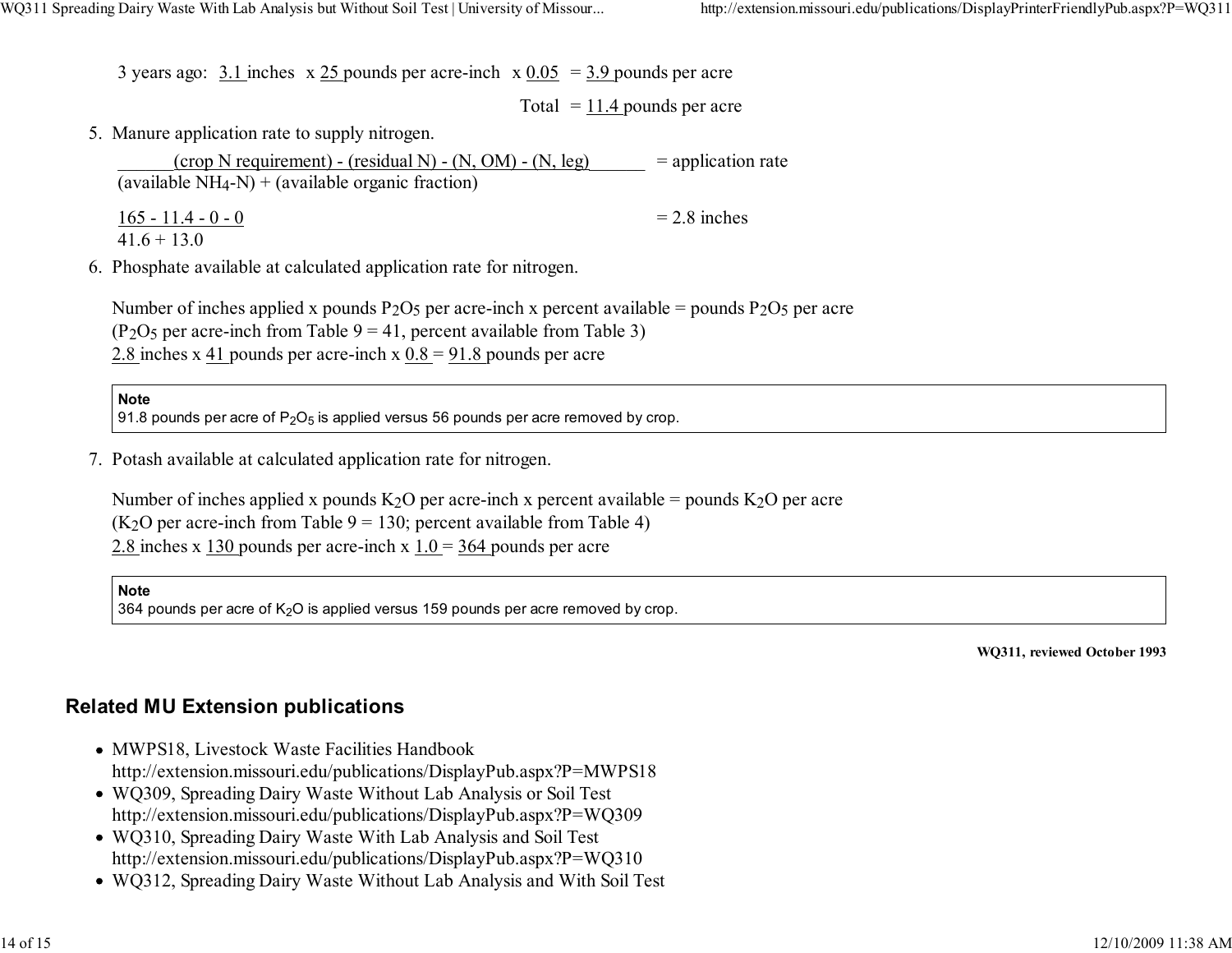3 years ago: 3.1 inches x 25 pounds per acre-inch x 0.05 = 3.9 pounds per acre

Total = 11.4 pounds per acre

5. Manure application rate to supply nitrogen.

   $$\frac{\text{(crop N requirement)} - \text{(residual N)} - \text{(N, OM)} - \text{(N, leg)}}{\text{(available } NH_4\text{-N)} + \text{(available organic fraction)}} = \text{application rate}$$

   $$\frac{165 - 11.4 - 0 - 0}{41.6 + 13.0} = 2.8 \text{ inches}$$

6. Phosphate available at calculated application rate for nitrogen.

   Number of inches applied x pounds $P_2O_5$ per acre-inch x percent available = pounds $P_2O_5$ per acre
   ($P_2O_5$ per acre-inch from Table 9 = 41, percent available from Table 3)
   2.8 inches x 41 pounds per acre-inch x 0.8 = 91.8 pounds per acre

   > **Note**
   > 91.8 pounds per acre of $P_2O_5$ is applied versus 56 pounds per acre removed by crop.

7. Potash available at calculated application rate for nitrogen.

   Number of inches applied x pounds $K_2O$ per acre-inch x percent available = pounds $K_2O$ per acre
   ($K_2O$ per acre-inch from Table 9 = 130; percent available from Table 4)
   2.8 inches x 130 pounds per acre-inch x 1.0 = 364 pounds per acre

   > **Note**
   > 364 pounds per acre of $K_2O$ is applied versus 159 pounds per acre removed by crop.

**WQ311, reviewed October 1993**

## Related MU Extension publications

- MWPS18, Livestock Waste Facilities Handbook
  http://extension.missouri.edu/publications/DisplayPub.aspx?P=MWPS18
- WQ309, Spreading Dairy Waste Without Lab Analysis or Soil Test
  http://extension.missouri.edu/publications/DisplayPub.aspx?P=WQ309
- WQ310, Spreading Dairy Waste With Lab Analysis and Soil Test
  http://extension.missouri.edu/publications/DisplayPub.aspx?P=WQ310
- WQ312, Spreading Dairy Waste Without Lab Analysis and With Soil Test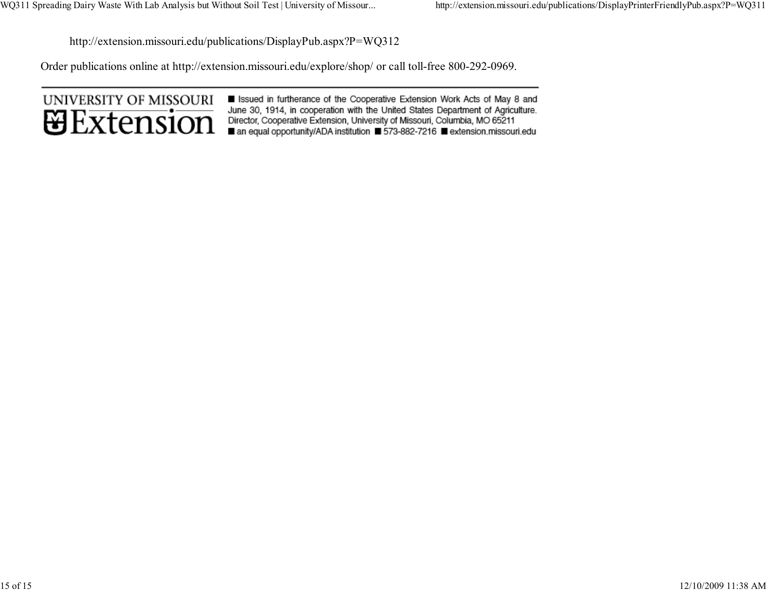http://extension.missouri.edu/publications/DisplayPub.aspx?P=WQ312

Order publications online at http://extension.missouri.edu/explore/shop/ or call toll-free 800-292-0969.

UNIVERSITY OF MISSOURI Extension

■ Issued in furtherance of the Cooperative Extension Work Acts of May 8 and June 30, 1914, in cooperation with the United States Department of Agriculture. Director, Cooperative Extension, University of Missouri, Columbia, MO 65211
■ an equal opportunity/ADA institution ■ 573-882-7216 ■ extension.missouri.edu